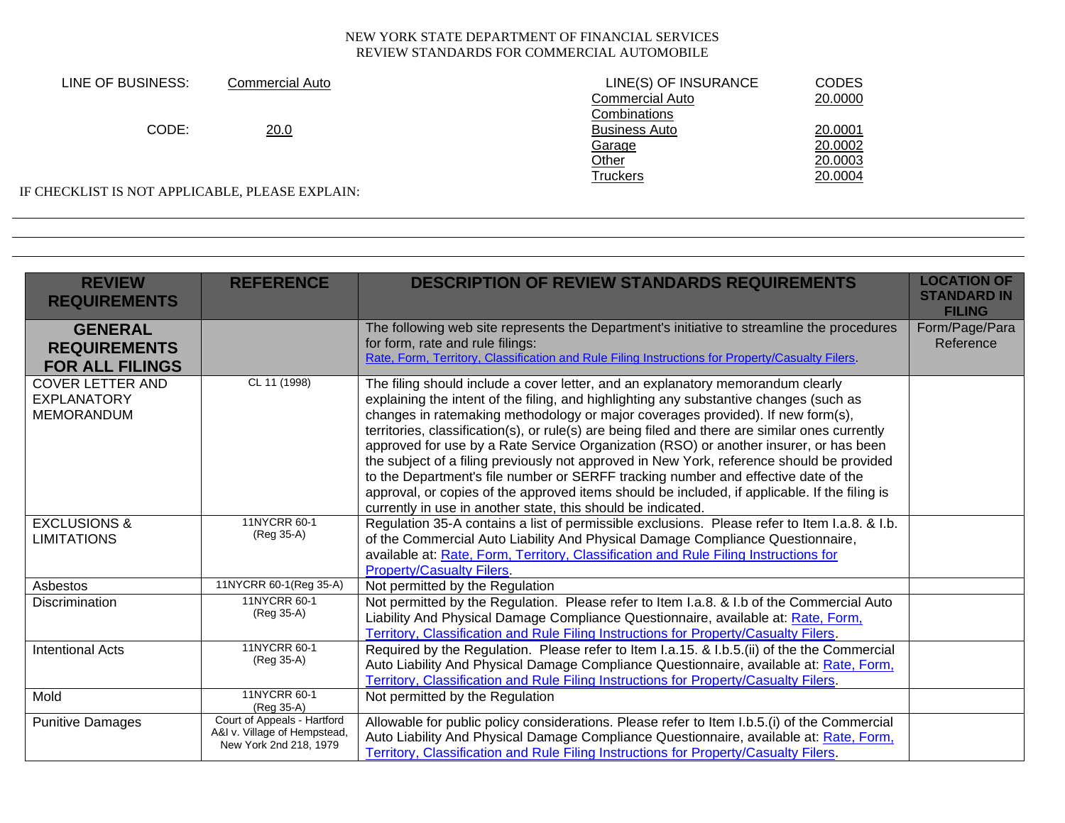# NEW YORK STATE DEPARTMENT OF FINANCIAL SERVICES
## REVIEW STANDARDS FOR COMMERCIAL AUTOMOBILE

| | | | |
|---|---|---|---|
| LINE OF BUSINESS: | Commercial Auto | LINE(S) OF INSURANCE | CODES |
| | | Commercial Auto Combinations | 20.0000 |
| CODE: | 20.0 | Business Auto | 20.0001 |
| | | Garage | 20.0002 |
| | | Other | 20.0003 |
| | | Truckers | 20.0004 |

IF CHECKLIST IS NOT APPLICABLE, PLEASE EXPLAIN:

---

---

---

| REVIEW REQUIREMENTS | REFERENCE | DESCRIPTION OF REVIEW STANDARDS REQUIREMENTS | LOCATION OF STANDARD IN FILING |
|---|---|---|---|
| **GENERAL REQUIREMENTS FOR ALL FILINGS** | | The following web site represents the Department's initiative to streamline the procedures for form, rate and rule filings: [Rate, Form, Territory, Classification and Rule Filing Instructions for Property/Casualty Filers](). | Form/Page/Para Reference |
| COVER LETTER AND EXPLANATORY MEMORANDUM | CL 11 (1998) | The filing should include a cover letter, and an explanatory memorandum clearly explaining the intent of the filing, and highlighting any substantive changes (such as changes in ratemaking methodology or major coverages provided). If new form(s), territories, classification(s), or rule(s) are being filed and there are similar ones currently approved for use by a Rate Service Organization (RSO) or another insurer, or has been the subject of a filing previously not approved in New York, reference should be provided to the Department's file number or SERFF tracking number and effective date of the approval, or copies of the approved items should be included, if applicable. If the filing is currently in use in another state, this should be indicated. | |
| EXCLUSIONS & LIMITATIONS | 11NYCRR 60-1 (Reg 35-A) | Regulation 35-A contains a list of permissible exclusions. Please refer to Item I.a.8. & I.b. of the Commercial Auto Liability And Physical Damage Compliance Questionnaire, available at: [Rate, Form, Territory, Classification and Rule Filing Instructions for Property/Casualty Filers](). | |
| Asbestos | 11NYCRR 60-1(Reg 35-A) | Not permitted by the Regulation | |
| Discrimination | 11NYCRR 60-1 (Reg 35-A) | Not permitted by the Regulation. Please refer to Item I.a.8. & I.b of the Commercial Auto Liability And Physical Damage Compliance Questionnaire, available at: [Rate, Form, Territory, Classification and Rule Filing Instructions for Property/Casualty Filers](). | |
| Intentional Acts | 11NYCRR 60-1 (Reg 35-A) | Required by the Regulation. Please refer to Item I.a.15. & I.b.5.(ii) of the the Commercial Auto Liability And Physical Damage Compliance Questionnaire, available at: [Rate, Form, Territory, Classification and Rule Filing Instructions for Property/Casualty Filers](). | |
| Mold | 11NYCRR 60-1 (Reg 35-A) | Not permitted by the Regulation | |
| Punitive Damages | Court of Appeals - Hartford A&I v. Village of Hempstead, New York 2nd 218, 1979 | Allowable for public policy considerations. Please refer to Item I.b.5.(i) of the Commercial Auto Liability And Physical Damage Compliance Questionnaire, available at: [Rate, Form, Territory, Classification and Rule Filing Instructions for Property/Casualty Filers](). | |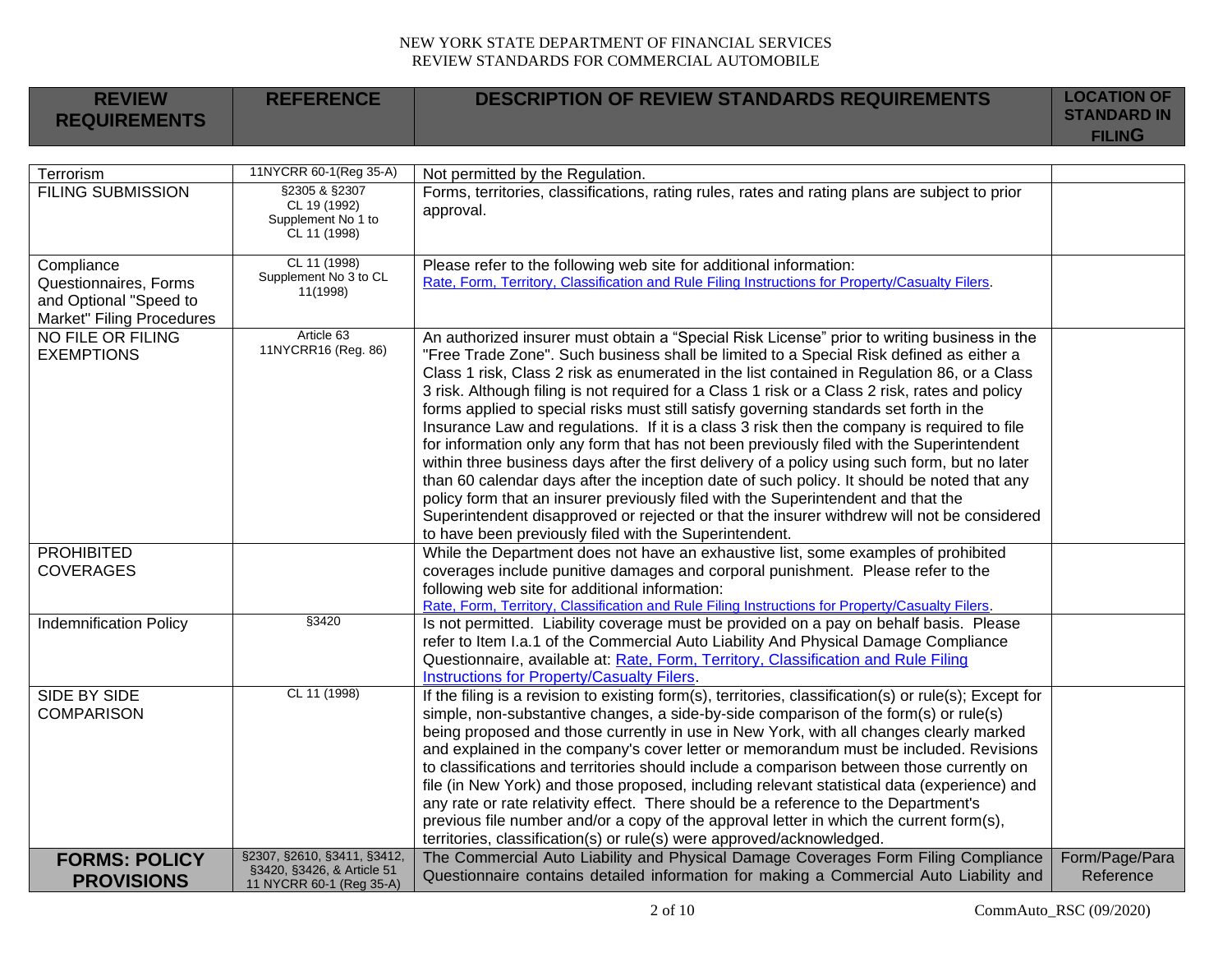NEW YORK STATE DEPARTMENT OF FINANCIAL SERVICES
REVIEW STANDARDS FOR COMMERCIAL AUTOMOBILE

| REVIEW REQUIREMENTS | REFERENCE | DESCRIPTION OF REVIEW STANDARDS REQUIREMENTS | LOCATION OF STANDARD IN FILING |
|---|---|---|---|
| Terrorism | 11NYCRR 60-1(Reg 35-A) | Not permitted by the Regulation. | |
| FILING SUBMISSION | §2305 & §2307 CL 19 (1992) Supplement No 1 to CL 11 (1998) | Forms, territories, classifications, rating rules, rates and rating plans are subject to prior approval. | |
| Compliance Questionnaires, Forms and Optional "Speed to Market" Filing Procedures | CL 11 (1998) Supplement No 3 to CL 11(1998) | Please refer to the following web site for additional information: Rate, Form, Territory, Classification and Rule Filing Instructions for Property/Casualty Filers. | |
| NO FILE OR FILING EXEMPTIONS | Article 63 11NYCRR16 (Reg. 86) | An authorized insurer must obtain a "Special Risk License" prior to writing business in the "Free Trade Zone". Such business shall be limited to a Special Risk defined as either a Class 1 risk, Class 2 risk as enumerated in the list contained in Regulation 86, or a Class 3 risk. Although filing is not required for a Class 1 risk or a Class 2 risk, rates and policy forms applied to special risks must still satisfy governing standards set forth in the Insurance Law and regulations. If it is a class 3 risk then the company is required to file for information only any form that has not been previously filed with the Superintendent within three business days after the first delivery of a policy using such form, but no later than 60 calendar days after the inception date of such policy. It should be noted that any policy form that an insurer previously filed with the Superintendent and that the Superintendent disapproved or rejected or that the insurer withdrew will not be considered to have been previously filed with the Superintendent. | |
| PROHIBITED COVERAGES | | While the Department does not have an exhaustive list, some examples of prohibited coverages include punitive damages and corporal punishment. Please refer to the following web site for additional information: Rate, Form, Territory, Classification and Rule Filing Instructions for Property/Casualty Filers. | |
| Indemnification Policy | §3420 | Is not permitted. Liability coverage must be provided on a pay on behalf basis. Please refer to Item I.a.1 of the Commercial Auto Liability And Physical Damage Compliance Questionnaire, available at: Rate, Form, Territory, Classification and Rule Filing Instructions for Property/Casualty Filers. | |
| SIDE BY SIDE COMPARISON | CL 11 (1998) | If the filing is a revision to existing form(s), territories, classification(s) or rule(s); Except for simple, non-substantive changes, a side-by-side comparison of the form(s) or rule(s) being proposed and those currently in use in New York, with all changes clearly marked and explained in the company's cover letter or memorandum must be included. Revisions to classifications and territories should include a comparison between those currently on file (in New York) and those proposed, including relevant statistical data (experience) and any rate or rate relativity effect. There should be a reference to the Department's previous file number and/or a copy of the approval letter in which the current form(s), territories, classification(s) or rule(s) were approved/acknowledged. | |
| **FORMS: POLICY PROVISIONS** | §2307, §2610, §3411, §3412, §3420, §3426, & Article 51 11 NYCRR 60-1 (Reg 35-A) | The Commercial Auto Liability and Physical Damage Coverages Form Filing Compliance Questionnaire contains detailed information for making a Commercial Auto Liability and | Form/Page/Para Reference |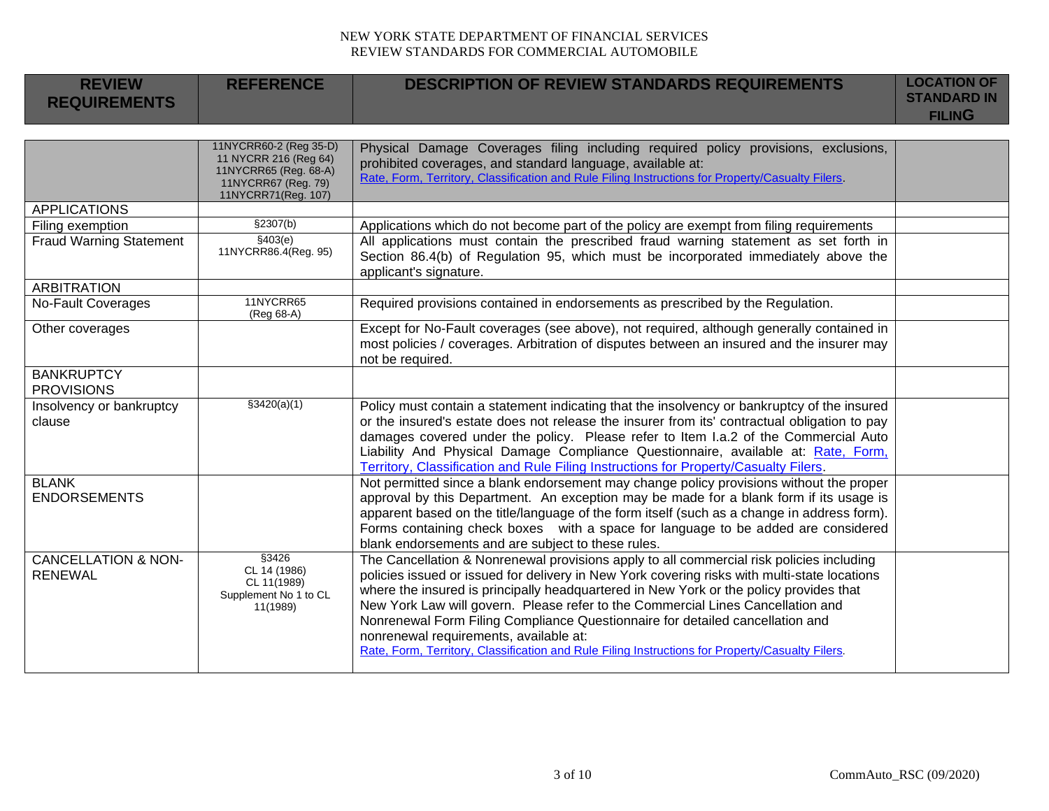NEW YORK STATE DEPARTMENT OF FINANCIAL SERVICES
REVIEW STANDARDS FOR COMMERCIAL AUTOMOBILE

| REVIEW REQUIREMENTS | REFERENCE | DESCRIPTION OF REVIEW STANDARDS REQUIREMENTS | LOCATION OF STANDARD IN FILING |
|---|---|---|---|
| | 11NYCRR60-2 (Reg 35-D) 11 NYCRR 216 (Reg 64) 11NYCRR65 (Reg. 68-A) 11NYCRR67 (Reg. 79) 11NYCRR71(Reg. 107) | Physical Damage Coverages filing including required policy provisions, exclusions, prohibited coverages, and standard language, available at: Rate, Form, Territory, Classification and Rule Filing Instructions for Property/Casualty Filers. | |
| APPLICATIONS | | | |
| Filing exemption | §2307(b) | Applications which do not become part of the policy are exempt from filing requirements | |
| Fraud Warning Statement | §403(e) 11NYCRR86.4(Reg. 95) | All applications must contain the prescribed fraud warning statement as set forth in Section 86.4(b) of Regulation 95, which must be incorporated immediately above the applicant's signature. | |
| ARBITRATION | | | |
| No-Fault Coverages | 11NYCRR65 (Reg 68-A) | Required provisions contained in endorsements as prescribed by the Regulation. | |
| Other coverages | | Except for No-Fault coverages (see above), not required, although generally contained in most policies / coverages. Arbitration of disputes between an insured and the insurer may not be required. | |
| BANKRUPTCY PROVISIONS | | | |
| Insolvency or bankruptcy clause | §3420(a)(1) | Policy must contain a statement indicating that the insolvency or bankruptcy of the insured or the insured's estate does not release the insurer from its' contractual obligation to pay damages covered under the policy. Please refer to Item I.a.2 of the Commercial Auto Liability And Physical Damage Compliance Questionnaire, available at: Rate, Form, Territory, Classification and Rule Filing Instructions for Property/Casualty Filers. | |
| BLANK ENDORSEMENTS | | Not permitted since a blank endorsement may change policy provisions without the proper approval by this Department. An exception may be made for a blank form if its usage is apparent based on the title/language of the form itself (such as a change in address form). Forms containing check boxes with a space for language to be added are considered blank endorsements and are subject to these rules. | |
| CANCELLATION & NON-RENEWAL | §3426 CL 14 (1986) CL 11(1989) Supplement No 1 to CL 11(1989) | The Cancellation & Nonrenewal provisions apply to all commercial risk policies including policies issued or issued for delivery in New York covering risks with multi-state locations where the insured is principally headquartered in New York or the policy provides that New York Law will govern. Please refer to the Commercial Lines Cancellation and Nonrenewal Form Filing Compliance Questionnaire for detailed cancellation and nonrenewal requirements, available at: Rate, Form, Territory, Classification and Rule Filing Instructions for Property/Casualty Filers. | |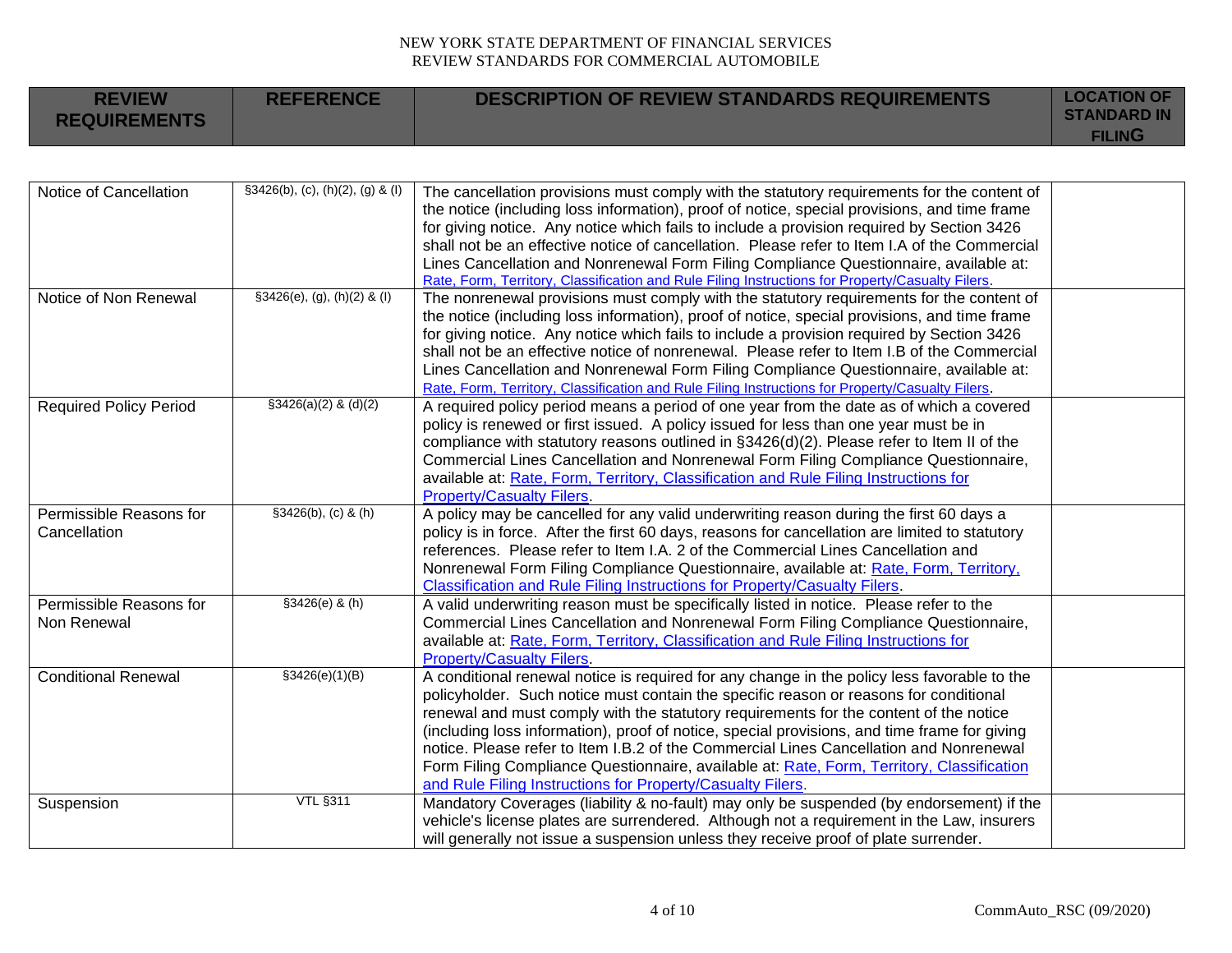NEW YORK STATE DEPARTMENT OF FINANCIAL SERVICES
REVIEW STANDARDS FOR COMMERCIAL AUTOMOBILE

| REVIEW REQUIREMENTS | REFERENCE | DESCRIPTION OF REVIEW STANDARDS REQUIREMENTS | LOCATION OF STANDARD IN FILING |
|---|---|---|---|
| Notice of Cancellation | §3426(b), (c), (h)(2), (g) & (l) | The cancellation provisions must comply with the statutory requirements for the content of the notice (including loss information), proof of notice, special provisions, and time frame for giving notice. Any notice which fails to include a provision required by Section 3426 shall not be an effective notice of cancellation. Please refer to Item I.A of the Commercial Lines Cancellation and Nonrenewal Form Filing Compliance Questionnaire, available at: Rate, Form, Territory, Classification and Rule Filing Instructions for Property/Casualty Filers. | |
| Notice of Non Renewal | §3426(e), (g), (h)(2) & (l) | The nonrenewal provisions must comply with the statutory requirements for the content of the notice (including loss information), proof of notice, special provisions, and time frame for giving notice. Any notice which fails to include a provision required by Section 3426 shall not be an effective notice of nonrenewal. Please refer to Item I.B of the Commercial Lines Cancellation and Nonrenewal Form Filing Compliance Questionnaire, available at: Rate, Form, Territory, Classification and Rule Filing Instructions for Property/Casualty Filers. | |
| Required Policy Period | §3426(a)(2) & (d)(2) | A required policy period means a period of one year from the date as of which a covered policy is renewed or first issued. A policy issued for less than one year must be in compliance with statutory reasons outlined in §3426(d)(2). Please refer to Item II of the Commercial Lines Cancellation and Nonrenewal Form Filing Compliance Questionnaire, available at: Rate, Form, Territory, Classification and Rule Filing Instructions for Property/Casualty Filers. | |
| Permissible Reasons for Cancellation | §3426(b), (c) & (h) | A policy may be cancelled for any valid underwriting reason during the first 60 days a policy is in force. After the first 60 days, reasons for cancellation are limited to statutory references. Please refer to Item I.A. 2 of the Commercial Lines Cancellation and Nonrenewal Form Filing Compliance Questionnaire, available at: Rate, Form, Territory, Classification and Rule Filing Instructions for Property/Casualty Filers. | |
| Permissible Reasons for Non Renewal | §3426(e) & (h) | A valid underwriting reason must be specifically listed in notice. Please refer to the Commercial Lines Cancellation and Nonrenewal Form Filing Compliance Questionnaire, available at: Rate, Form, Territory, Classification and Rule Filing Instructions for Property/Casualty Filers. | |
| Conditional Renewal | §3426(e)(1)(B) | A conditional renewal notice is required for any change in the policy less favorable to the policyholder. Such notice must contain the specific reason or reasons for conditional renewal and must comply with the statutory requirements for the content of the notice (including loss information), proof of notice, special provisions, and time frame for giving notice. Please refer to Item I.B.2 of the Commercial Lines Cancellation and Nonrenewal Form Filing Compliance Questionnaire, available at: Rate, Form, Territory, Classification and Rule Filing Instructions for Property/Casualty Filers. | |
| Suspension | VTL §311 | Mandatory Coverages (liability & no-fault) may only be suspended (by endorsement) if the vehicle's license plates are surrendered. Although not a requirement in the Law, insurers will generally not issue a suspension unless they receive proof of plate surrender. | |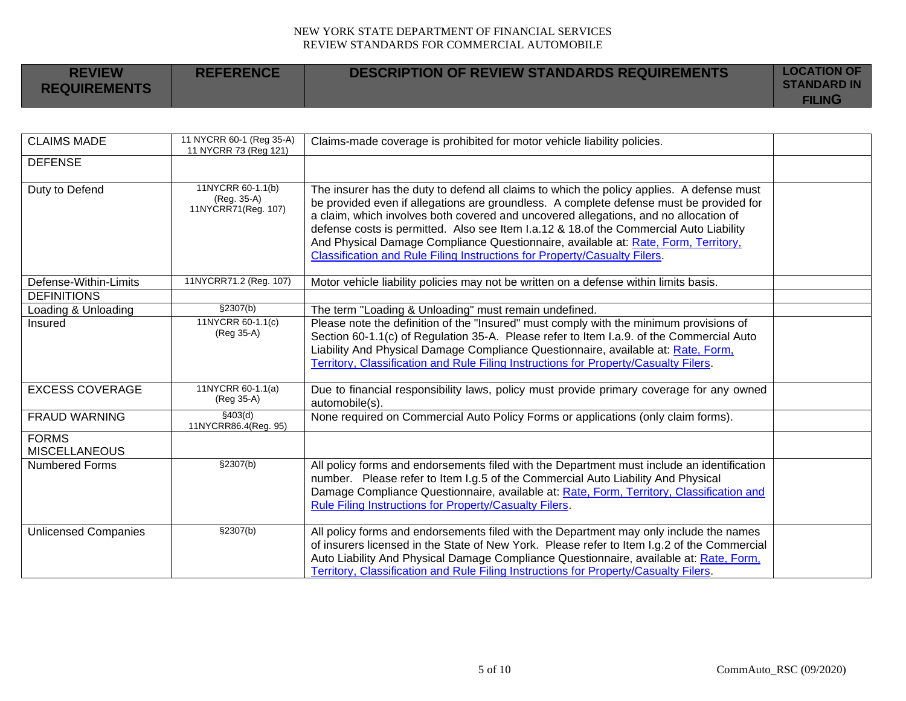NEW YORK STATE DEPARTMENT OF FINANCIAL SERVICES
REVIEW STANDARDS FOR COMMERCIAL AUTOMOBILE

| REVIEW REQUIREMENTS | REFERENCE | DESCRIPTION OF REVIEW STANDARDS REQUIREMENTS | LOCATION OF STANDARD IN FILING |
|---|---|---|---|
| CLAIMS MADE | 11 NYCRR 60-1 (Reg 35-A) 11 NYCRR 73 (Reg 121) | Claims-made coverage is prohibited for motor vehicle liability policies. | |
| DEFENSE | | | |
| Duty to Defend | 11NYCRR 60-1.1(b) (Reg. 35-A) 11NYCRR71(Reg. 107) | The insurer has the duty to defend all claims to which the policy applies. A defense must be provided even if allegations are groundless. A complete defense must be provided for a claim, which involves both covered and uncovered allegations, and no allocation of defense costs is permitted. Also see Item I.a.12 & 18.of the Commercial Auto Liability And Physical Damage Compliance Questionnaire, available at: Rate, Form, Territory, Classification and Rule Filing Instructions for Property/Casualty Filers. | |
| Defense-Within-Limits | 11NYCRR71.2 (Reg. 107) | Motor vehicle liability policies may not be written on a defense within limits basis. | |
| DEFINITIONS | | | |
| Loading & Unloading | §2307(b) | The term "Loading & Unloading" must remain undefined. | |
| Insured | 11NYCRR 60-1.1(c) (Reg 35-A) | Please note the definition of the "Insured" must comply with the minimum provisions of Section 60-1.1(c) of Regulation 35-A. Please refer to Item I.a.9. of the Commercial Auto Liability And Physical Damage Compliance Questionnaire, available at: Rate, Form, Territory, Classification and Rule Filing Instructions for Property/Casualty Filers. | |
| EXCESS COVERAGE | 11NYCRR 60-1.1(a) (Reg 35-A) | Due to financial responsibility laws, policy must provide primary coverage for any owned automobile(s). | |
| FRAUD WARNING | §403(d) 11NYCRR86.4(Reg. 95) | None required on Commercial Auto Policy Forms or applications (only claim forms). | |
| FORMS MISCELLANEOUS | | | |
| Numbered Forms | §2307(b) | All policy forms and endorsements filed with the Department must include an identification number. Please refer to Item I.g.5 of the Commercial Auto Liability And Physical Damage Compliance Questionnaire, available at: Rate, Form, Territory, Classification and Rule Filing Instructions for Property/Casualty Filers. | |
| Unlicensed Companies | §2307(b) | All policy forms and endorsements filed with the Department may only include the names of insurers licensed in the State of New York. Please refer to Item I.g.2 of the Commercial Auto Liability And Physical Damage Compliance Questionnaire, available at: Rate, Form, Territory, Classification and Rule Filing Instructions for Property/Casualty Filers. | |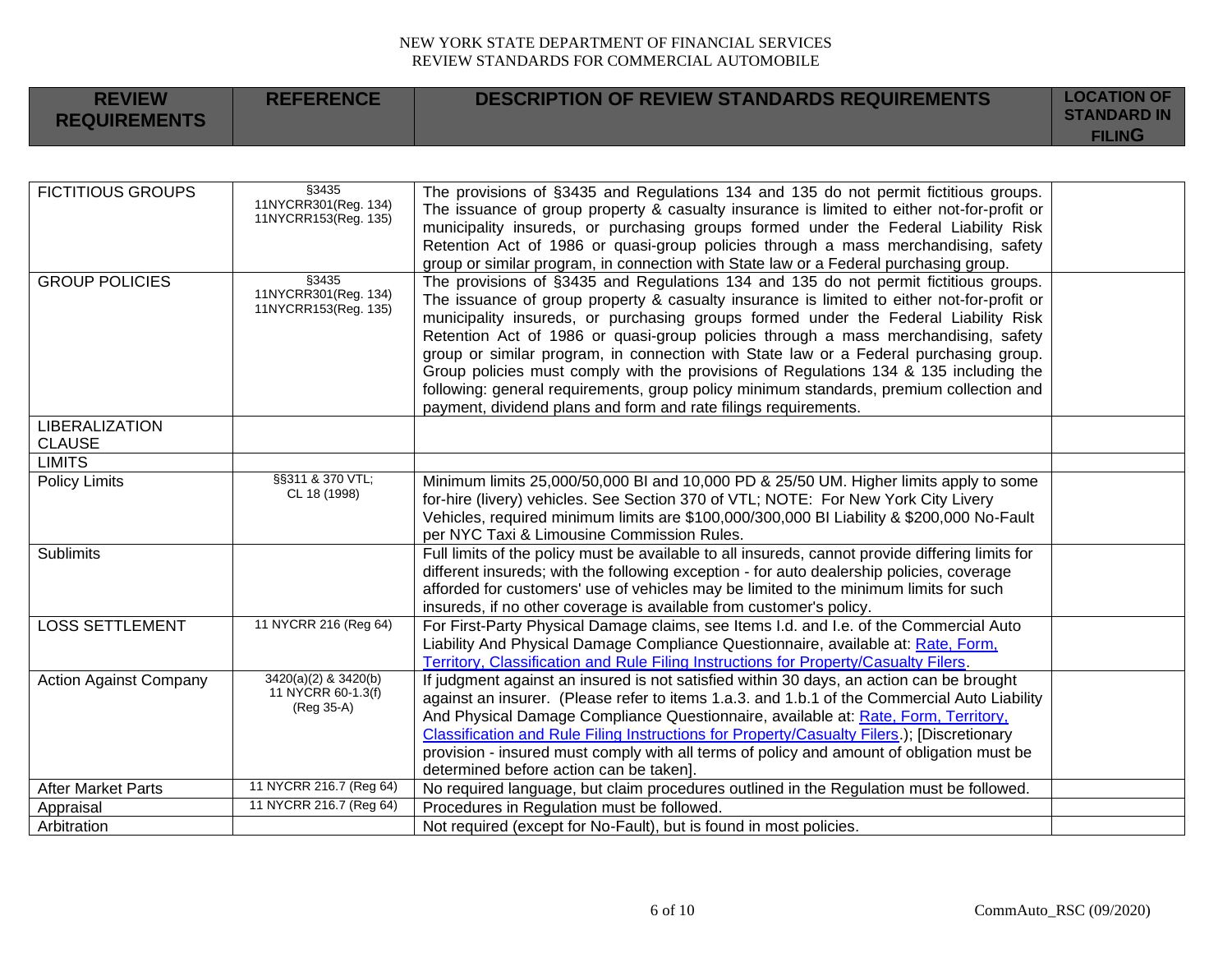| REVIEW REQUIREMENTS | REFERENCE | DESCRIPTION OF REVIEW STANDARDS REQUIREMENTS | LOCATION OF STANDARD IN FILING |
|---|---|---|---|
| FICTITIOUS GROUPS | §3435 11NYCRR301(Reg. 134) 11NYCRR153(Reg. 135) | The provisions of §3435 and Regulations 134 and 135 do not permit fictitious groups. The issuance of group property & casualty insurance is limited to either not-for-profit or municipality insureds, or purchasing groups formed under the Federal Liability Risk Retention Act of 1986 or quasi-group policies through a mass merchandising, safety group or similar program, in connection with State law or a Federal purchasing group. | |
| GROUP POLICIES | §3435 11NYCRR301(Reg. 134) 11NYCRR153(Reg. 135) | The provisions of §3435 and Regulations 134 and 135 do not permit fictitious groups. The issuance of group property & casualty insurance is limited to either not-for-profit or municipality insureds, or purchasing groups formed under the Federal Liability Risk Retention Act of 1986 or quasi-group policies through a mass merchandising, safety group or similar program, in connection with State law or a Federal purchasing group. Group policies must comply with the provisions of Regulations 134 & 135 including the following: general requirements, group policy minimum standards, premium collection and payment, dividend plans and form and rate filings requirements. | |
| LIBERALIZATION CLAUSE | | | |
| LIMITS | | | |
| Policy Limits | §§311 & 370 VTL; CL 18 (1998) | Minimum limits 25,000/50,000 BI and 10,000 PD & 25/50 UM. Higher limits apply to some for-hire (livery) vehicles. See Section 370 of VTL; NOTE: For New York City Livery Vehicles, required minimum limits are $100,000/300,000 BI Liability & $200,000 No-Fault per NYC Taxi & Limousine Commission Rules. | |
| Sublimits | | Full limits of the policy must be available to all insureds, cannot provide differing limits for different insureds; with the following exception - for auto dealership policies, coverage afforded for customers' use of vehicles may be limited to the minimum limits for such insureds, if no other coverage is available from customer's policy. | |
| LOSS SETTLEMENT | 11 NYCRR 216 (Reg 64) | For First-Party Physical Damage claims, see Items I.d. and I.e. of the Commercial Auto Liability And Physical Damage Compliance Questionnaire, available at: Rate, Form, Territory, Classification and Rule Filing Instructions for Property/Casualty Filers. | |
| Action Against Company | 3420(a)(2) & 3420(b) 11 NYCRR 60-1.3(f) (Reg 35-A) | If judgment against an insured is not satisfied within 30 days, an action can be brought against an insurer. (Please refer to items 1.a.3. and 1.b.1 of the Commercial Auto Liability And Physical Damage Compliance Questionnaire, available at: Rate, Form, Territory, Classification and Rule Filing Instructions for Property/Casualty Filers.); [Discretionary provision - insured must comply with all terms of policy and amount of obligation must be determined before action can be taken]. | |
| After Market Parts | 11 NYCRR 216.7 (Reg 64) | No required language, but claim procedures outlined in the Regulation must be followed. | |
| Appraisal | 11 NYCRR 216.7 (Reg 64) | Procedures in Regulation must be followed. | |
| Arbitration | | Not required (except for No-Fault), but is found in most policies. | |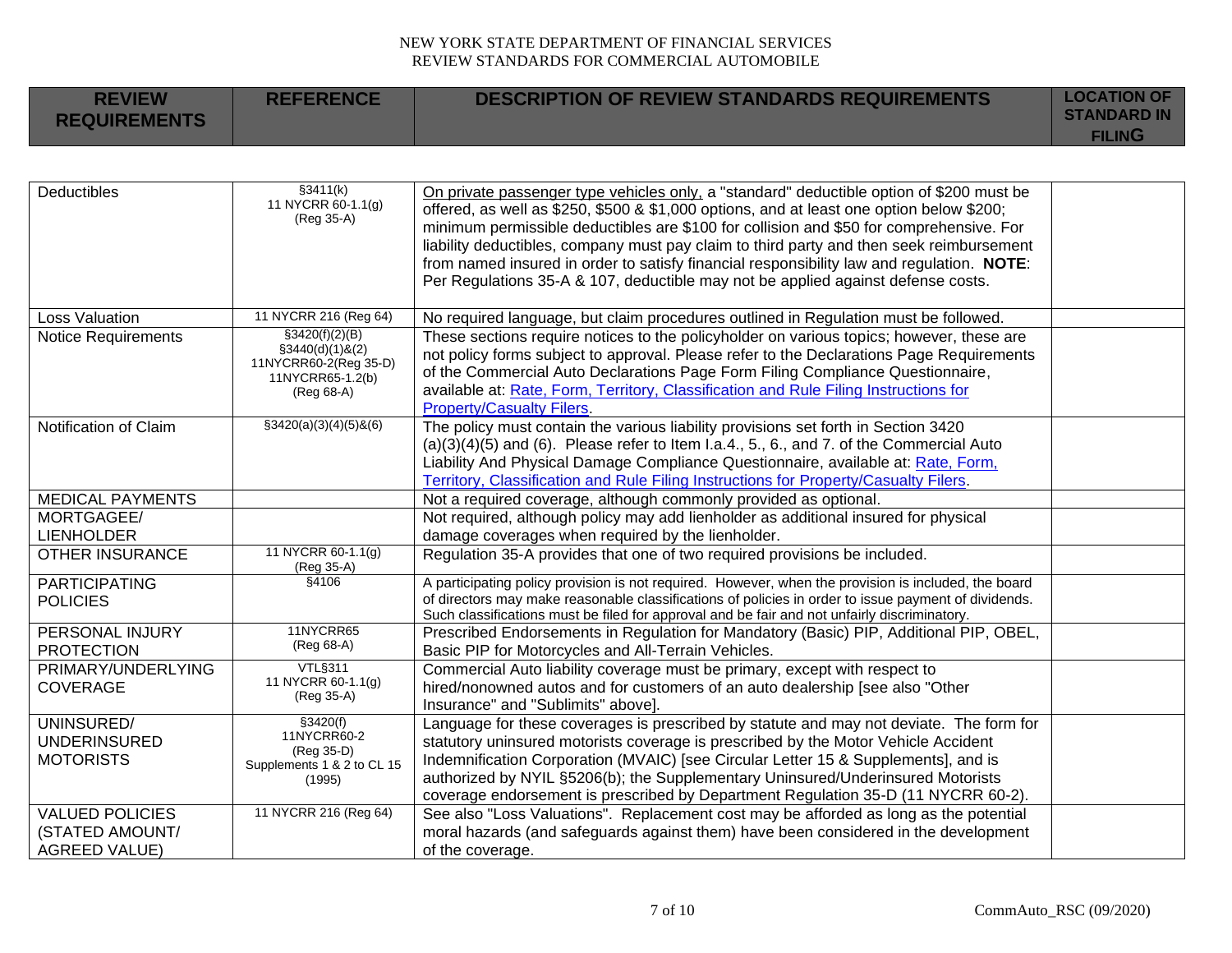NEW YORK STATE DEPARTMENT OF FINANCIAL SERVICES
REVIEW STANDARDS FOR COMMERCIAL AUTOMOBILE

| REVIEW REQUIREMENTS | REFERENCE | DESCRIPTION OF REVIEW STANDARDS REQUIREMENTS | LOCATION OF STANDARD IN FILING |
|---|---|---|---|
| Deductibles | §3411(k) 11 NYCRR 60-1.1(g) (Reg 35-A) | On private passenger type vehicles only, a "standard" deductible option of $200 must be offered, as well as $250, $500 & $1,000 options, and at least one option below $200; minimum permissible deductibles are $100 for collision and $50 for comprehensive. For liability deductibles, company must pay claim to third party and then seek reimbursement from named insured in order to satisfy financial responsibility law and regulation. **NOTE**: Per Regulations 35-A & 107, deductible may not be applied against defense costs. | |
| Loss Valuation | 11 NYCRR 216 (Reg 64) | No required language, but claim procedures outlined in Regulation must be followed. | |
| Notice Requirements | §3420(f)(2)(B) §3440(d)(1)&(2) 11NYCRR60-2(Reg 35-D) 11NYCRR65-1.2(b) (Reg 68-A) | These sections require notices to the policyholder on various topics; however, these are not policy forms subject to approval. Please refer to the Declarations Page Requirements of the Commercial Auto Declarations Page Form Filing Compliance Questionnaire, available at: Rate, Form, Territory, Classification and Rule Filing Instructions for Property/Casualty Filers. | |
| Notification of Claim | §3420(a)(3)(4)(5)&(6) | The policy must contain the various liability provisions set forth in Section 3420 (a)(3)(4)(5) and (6). Please refer to Item I.a.4., 5., 6., and 7. of the Commercial Auto Liability And Physical Damage Compliance Questionnaire, available at: Rate, Form, Territory, Classification and Rule Filing Instructions for Property/Casualty Filers. | |
| MEDICAL PAYMENTS | | Not a required coverage, although commonly provided as optional. | |
| MORTGAGEE/ LIENHOLDER | | Not required, although policy may add lienholder as additional insured for physical damage coverages when required by the lienholder. | |
| OTHER INSURANCE | 11 NYCRR 60-1.1(g) (Reg 35-A) | Regulation 35-A provides that one of two required provisions be included. | |
| PARTICIPATING POLICIES | §4106 | A participating policy provision is not required. However, when the provision is included, the board of directors may make reasonable classifications of policies in order to issue payment of dividends. Such classifications must be filed for approval and be fair and not unfairly discriminatory. | |
| PERSONAL INJURY PROTECTION | 11NYCRR65 (Reg 68-A) | Prescribed Endorsements in Regulation for Mandatory (Basic) PIP, Additional PIP, OBEL, Basic PIP for Motorcycles and All-Terrain Vehicles. | |
| PRIMARY/UNDERLYING COVERAGE | VTL§311 11 NYCRR 60-1.1(g) (Reg 35-A) | Commercial Auto liability coverage must be primary, except with respect to hired/nonowned autos and for customers of an auto dealership [see also "Other Insurance" and "Sublimits" above]. | |
| UNINSURED/ UNDERINSURED MOTORISTS | §3420(f) 11NYCRR60-2 (Reg 35-D) Supplements 1 & 2 to CL 15 (1995) | Language for these coverages is prescribed by statute and may not deviate. The form for statutory uninsured motorists coverage is prescribed by the Motor Vehicle Accident Indemnification Corporation (MVAIC) [see Circular Letter 15 & Supplements], and is authorized by NYIL §5206(b); the Supplementary Uninsured/Underinsured Motorists coverage endorsement is prescribed by Department Regulation 35-D (11 NYCRR 60-2). | |
| VALUED POLICIES (STATED AMOUNT/ AGREED VALUE) | 11 NYCRR 216 (Reg 64) | See also "Loss Valuations". Replacement cost may be afforded as long as the potential moral hazards (and safeguards against them) have been considered in the development of the coverage. | |

CommAuto_RSC (09/2020)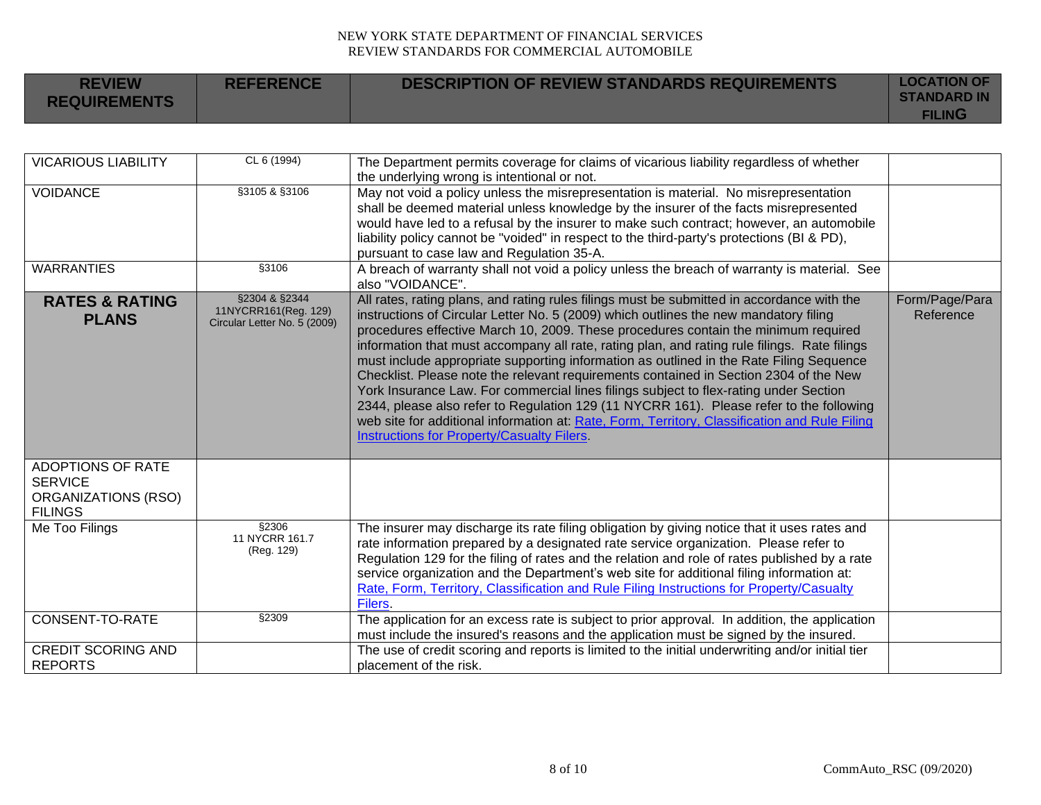NEW YORK STATE DEPARTMENT OF FINANCIAL SERVICES
REVIEW STANDARDS FOR COMMERCIAL AUTOMOBILE

| REVIEW REQUIREMENTS | REFERENCE | DESCRIPTION OF REVIEW STANDARDS REQUIREMENTS | LOCATION OF STANDARD IN FILING |
|---|---|---|---|
| VICARIOUS LIABILITY | CL 6 (1994) | The Department permits coverage for claims of vicarious liability regardless of whether the underlying wrong is intentional or not. | |
| VOIDANCE | §3105 & §3106 | May not void a policy unless the misrepresentation is material. No misrepresentation shall be deemed material unless knowledge by the insurer of the facts misrepresented would have led to a refusal by the insurer to make such contract; however, an automobile liability policy cannot be "voided" in respect to the third-party's protections (BI & PD), pursuant to case law and Regulation 35-A. | |
| WARRANTIES | §3106 | A breach of warranty shall not void a policy unless the breach of warranty is material. See also "VOIDANCE". | |
| **RATES & RATING PLANS** | §2304 & §2344 11NYCRR161(Reg. 129) Circular Letter No. 5 (2009) | All rates, rating plans, and rating rules filings must be submitted in accordance with the instructions of Circular Letter No. 5 (2009) which outlines the new mandatory filing procedures effective March 10, 2009. These procedures contain the minimum required information that must accompany all rate, rating plan, and rating rule filings. Rate filings must include appropriate supporting information as outlined in the Rate Filing Sequence Checklist. Please note the relevant requirements contained in Section 2304 of the New York Insurance Law. For commercial lines filings subject to flex-rating under Section 2344, please also refer to Regulation 129 (11 NYCRR 161). Please refer to the following web site for additional information at: Rate, Form, Territory, Classification and Rule Filing Instructions for Property/Casualty Filers. | Form/Page/Para Reference |
| ADOPTIONS OF RATE SERVICE ORGANIZATIONS (RSO) FILINGS | | | |
| Me Too Filings | §2306 11 NYCRR 161.7 (Reg. 129) | The insurer may discharge its rate filing obligation by giving notice that it uses rates and rate information prepared by a designated rate service organization. Please refer to Regulation 129 for the filing of rates and the relation and role of rates published by a rate service organization and the Department's web site for additional filing information at: Rate, Form, Territory, Classification and Rule Filing Instructions for Property/Casualty Filers. | |
| CONSENT-TO-RATE | §2309 | The application for an excess rate is subject to prior approval. In addition, the application must include the insured's reasons and the application must be signed by the insured. | |
| CREDIT SCORING AND REPORTS | | The use of credit scoring and reports is limited to the initial underwriting and/or initial tier placement of the risk. | |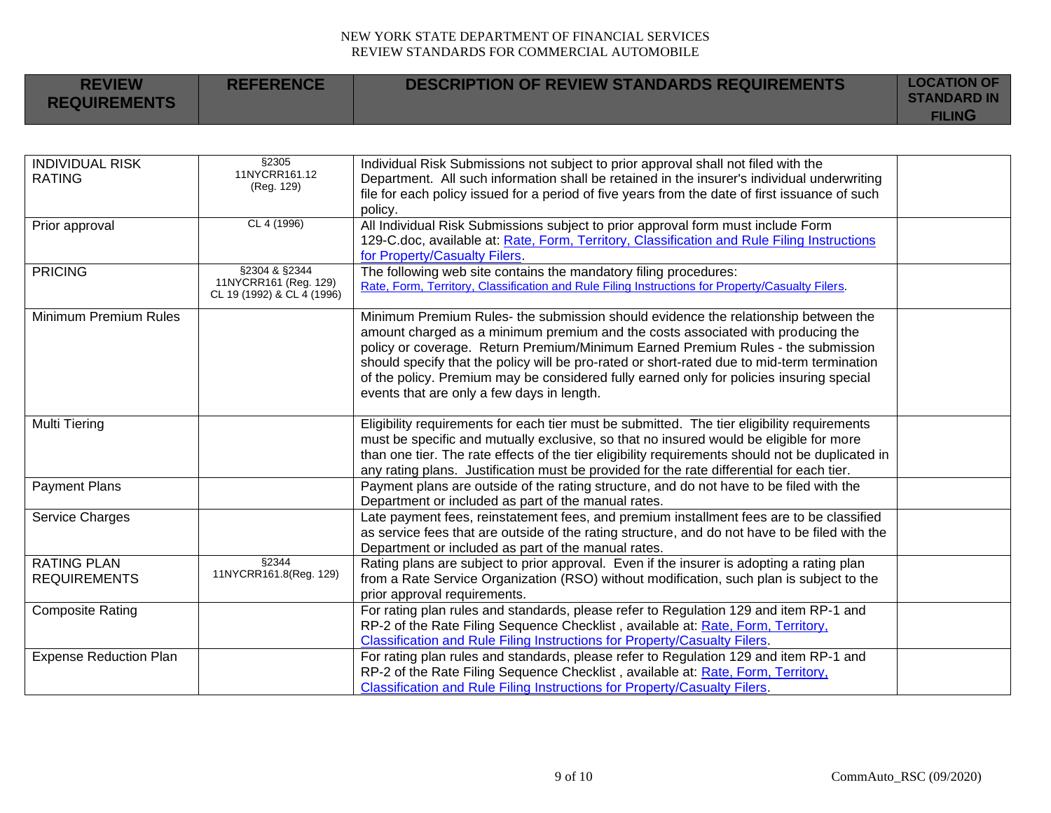NEW YORK STATE DEPARTMENT OF FINANCIAL SERVICES
REVIEW STANDARDS FOR COMMERCIAL AUTOMOBILE

| REVIEW REQUIREMENTS | REFERENCE | DESCRIPTION OF REVIEW STANDARDS REQUIREMENTS | LOCATION OF STANDARD IN FILING |
|---|---|---|---|
| INDIVIDUAL RISK RATING | §2305 11NYCRR161.12 (Reg. 129) | Individual Risk Submissions not subject to prior approval shall not filed with the Department. All such information shall be retained in the insurer's individual underwriting file for each policy issued for a period of five years from the date of first issuance of such policy. | |
| Prior approval | CL 4 (1996) | All Individual Risk Submissions subject to prior approval form must include Form 129-C.doc, available at: Rate, Form, Territory, Classification and Rule Filing Instructions for Property/Casualty Filers. | |
| PRICING | §2304 & §2344 11NYCRR161 (Reg. 129) CL 19 (1992) & CL 4 (1996) | The following web site contains the mandatory filing procedures: Rate, Form, Territory, Classification and Rule Filing Instructions for Property/Casualty Filers. | |
| Minimum Premium Rules | | Minimum Premium Rules- the submission should evidence the relationship between the amount charged as a minimum premium and the costs associated with producing the policy or coverage. Return Premium/Minimum Earned Premium Rules - the submission should specify that the policy will be pro-rated or short-rated due to mid-term termination of the policy. Premium may be considered fully earned only for policies insuring special events that are only a few days in length. | |
| Multi Tiering | | Eligibility requirements for each tier must be submitted. The tier eligibility requirements must be specific and mutually exclusive, so that no insured would be eligible for more than one tier. The rate effects of the tier eligibility requirements should not be duplicated in any rating plans. Justification must be provided for the rate differential for each tier. | |
| Payment Plans | | Payment plans are outside of the rating structure, and do not have to be filed with the Department or included as part of the manual rates. | |
| Service Charges | | Late payment fees, reinstatement fees, and premium installment fees are to be classified as service fees that are outside of the rating structure, and do not have to be filed with the Department or included as part of the manual rates. | |
| RATING PLAN REQUIREMENTS | §2344 11NYCRR161.8(Reg. 129) | Rating plans are subject to prior approval. Even if the insurer is adopting a rating plan from a Rate Service Organization (RSO) without modification, such plan is subject to the prior approval requirements. | |
| Composite Rating | | For rating plan rules and standards, please refer to Regulation 129 and item RP-1 and RP-2 of the Rate Filing Sequence Checklist , available at: Rate, Form, Territory, Classification and Rule Filing Instructions for Property/Casualty Filers. | |
| Expense Reduction Plan | | For rating plan rules and standards, please refer to Regulation 129 and item RP-1 and RP-2 of the Rate Filing Sequence Checklist , available at: Rate, Form, Territory, Classification and Rule Filing Instructions for Property/Casualty Filers. | |

CommAuto_RSC (09/2020)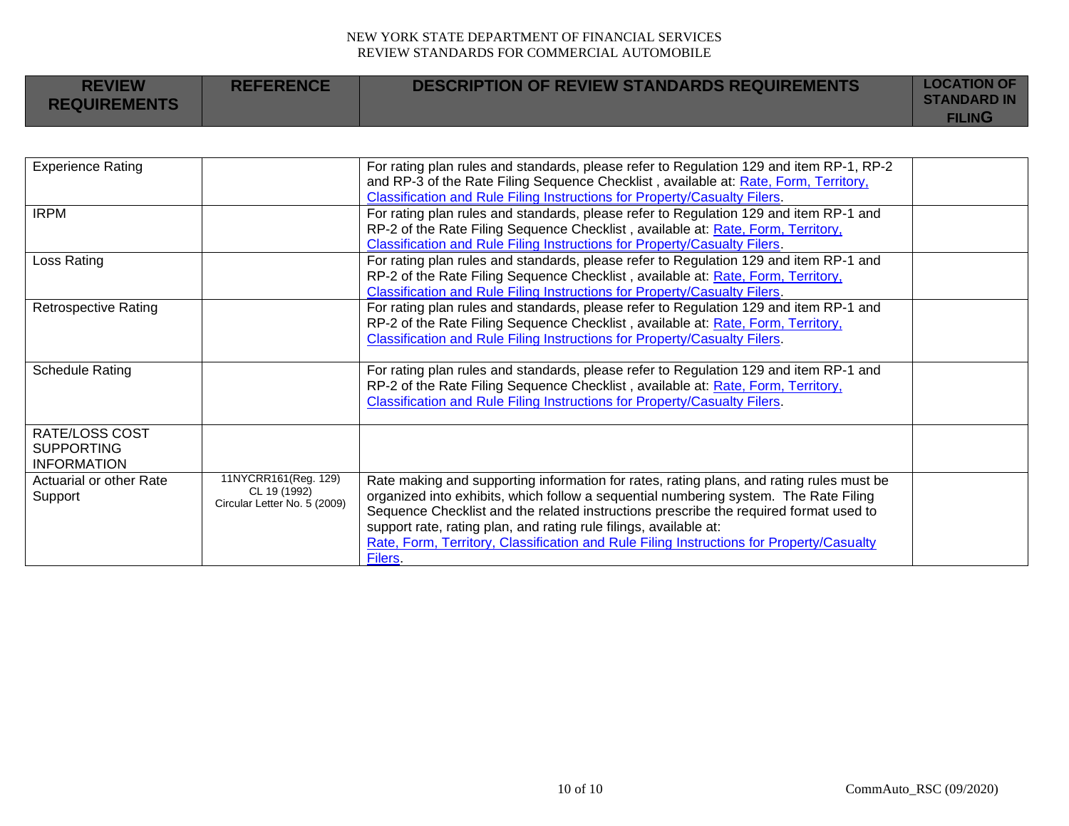| REVIEW REQUIREMENTS | REFERENCE | DESCRIPTION OF REVIEW STANDARDS REQUIREMENTS | LOCATION OF STANDARD IN FILING |
|---|---|---|---|
| Experience Rating | | For rating plan rules and standards, please refer to Regulation 129 and item RP-1, RP-2 and RP-3 of the Rate Filing Sequence Checklist , available at: Rate, Form, Territory, Classification and Rule Filing Instructions for Property/Casualty Filers. | |
| IRPM | | For rating plan rules and standards, please refer to Regulation 129 and item RP-1 and RP-2 of the Rate Filing Sequence Checklist , available at: Rate, Form, Territory, Classification and Rule Filing Instructions for Property/Casualty Filers. | |
| Loss Rating | | For rating plan rules and standards, please refer to Regulation 129 and item RP-1 and RP-2 of the Rate Filing Sequence Checklist , available at: Rate, Form, Territory, Classification and Rule Filing Instructions for Property/Casualty Filers. | |
| Retrospective Rating | | For rating plan rules and standards, please refer to Regulation 129 and item RP-1 and RP-2 of the Rate Filing Sequence Checklist , available at: Rate, Form, Territory, Classification and Rule Filing Instructions for Property/Casualty Filers. | |
| Schedule Rating | | For rating plan rules and standards, please refer to Regulation 129 and item RP-1 and RP-2 of the Rate Filing Sequence Checklist , available at: Rate, Form, Territory, Classification and Rule Filing Instructions for Property/Casualty Filers. | |
| RATE/LOSS COST SUPPORTING INFORMATION | | | |
| Actuarial or other Rate Support | 11NYCRR161(Reg. 129) CL 19 (1992) Circular Letter No. 5 (2009) | Rate making and supporting information for rates, rating plans, and rating rules must be organized into exhibits, which follow a sequential numbering system. The Rate Filing Sequence Checklist and the related instructions prescribe the required format used to support rate, rating plan, and rating rule filings, available at: Rate, Form, Territory, Classification and Rule Filing Instructions for Property/Casualty Filers. | |